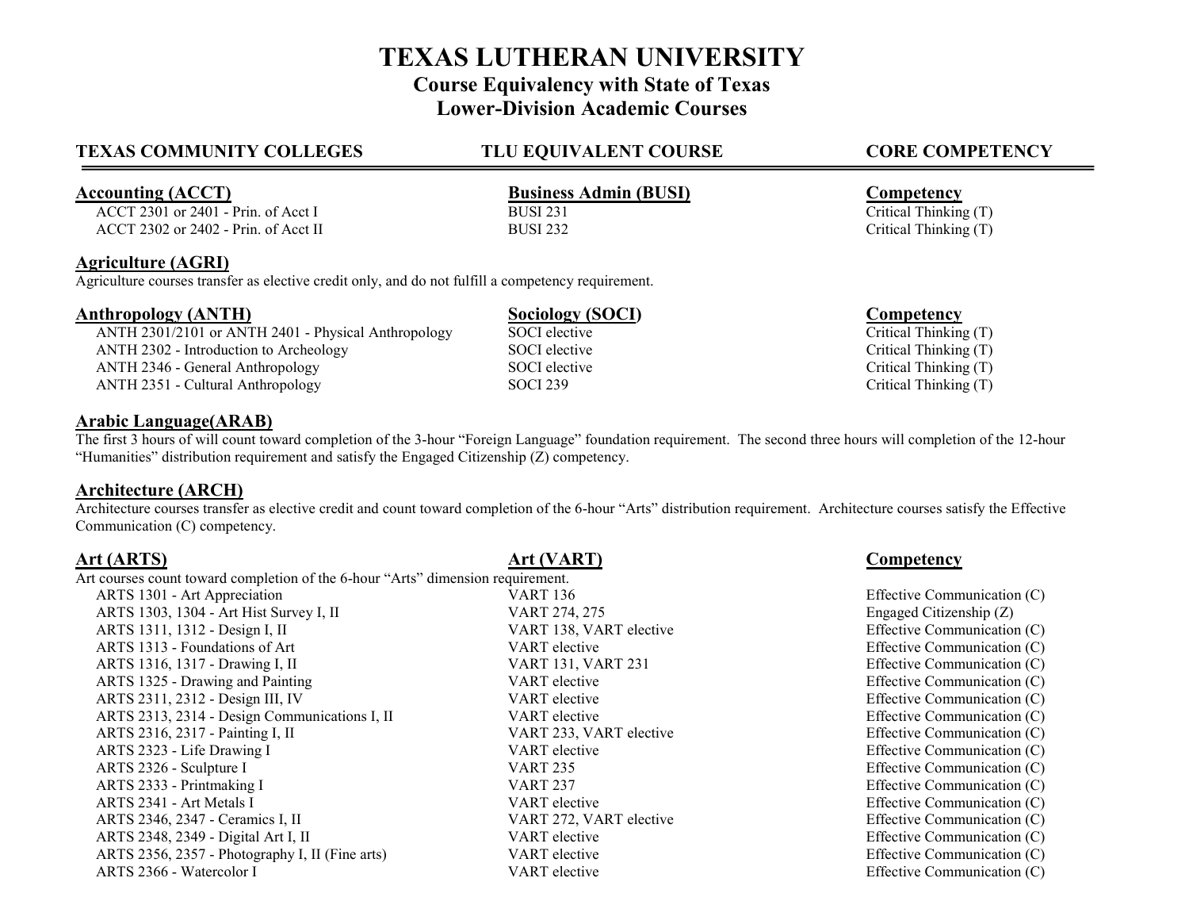# TEXAS LUTHERAN UNIVERSITY

## Course Equivalency with State of Texas Lower-Division Academic Courses

| TEXAS COMMUNITY COLLEGES | TLU EQUIVALENT COURSE | CORE COMPETENCY |
|---|---|---|

### Accounting (ACCT)

| Accounting (ACCT) | Business Admin (BUSI) | Competency |
|---|---|---|
| ACCT 2301 or 2401 - Prin. of Acct I | BUSI 231 | Critical Thinking (T) |
| ACCT 2302 or 2402 - Prin. of Acct II | BUSI 232 | Critical Thinking (T) |

### Agriculture (AGRI)

Agriculture courses transfer as elective credit only, and do not fulfill a competency requirement.

### Anthropology (ANTH)

| Anthropology (ANTH) | Sociology (SOCI) | Competency |
|---|---|---|
| ANTH 2301/2101 or ANTH 2401 - Physical Anthropology | SOCI elective | Critical Thinking (T) |
| ANTH 2302 - Introduction to Archeology | SOCI elective | Critical Thinking (T) |
| ANTH 2346 - General Anthropology | SOCI elective | Critical Thinking (T) |
| ANTH 2351 - Cultural Anthropology | SOCI 239 | Critical Thinking (T) |

### Arabic Language(ARAB)

The first 3 hours of will count toward completion of the 3-hour "Foreign Language" foundation requirement. The second three hours will completion of the 12-hour "Humanities" distribution requirement and satisfy the Engaged Citizenship (Z) competency.

### Architecture (ARCH)

Architecture courses transfer as elective credit and count toward completion of the 6-hour "Arts" distribution requirement. Architecture courses satisfy the Effective Communication (C) competency.

### Art (ARTS)

Art courses count toward completion of the 6-hour "Arts" dimension requirement.

| Art (ARTS) | Art (VART) | Competency |
|---|---|---|
| ARTS 1301 - Art Appreciation | VART 136 | Effective Communication (C) |
| ARTS 1303, 1304 - Art Hist Survey I, II | VART 274, 275 | Engaged Citizenship (Z) |
| ARTS 1311, 1312 - Design I, II | VART 138, VART elective | Effective Communication (C) |
| ARTS 1313 - Foundations of Art | VART elective | Effective Communication (C) |
| ARTS 1316, 1317 - Drawing I, II | VART 131, VART 231 | Effective Communication (C) |
| ARTS 1325 - Drawing and Painting | VART elective | Effective Communication (C) |
| ARTS 2311, 2312 - Design III, IV | VART elective | Effective Communication (C) |
| ARTS 2313, 2314 - Design Communications I, II | VART elective | Effective Communication (C) |
| ARTS 2316, 2317 - Painting I, II | VART 233, VART elective | Effective Communication (C) |
| ARTS 2323 - Life Drawing I | VART elective | Effective Communication (C) |
| ARTS 2326 - Sculpture I | VART 235 | Effective Communication (C) |
| ARTS 2333 - Printmaking I | VART 237 | Effective Communication (C) |
| ARTS 2341 - Art Metals I | VART elective | Effective Communication (C) |
| ARTS 2346, 2347 - Ceramics I, II | VART 272, VART elective | Effective Communication (C) |
| ARTS 2348, 2349 - Digital Art I, II | VART elective | Effective Communication (C) |
| ARTS 2356, 2357 - Photography I, II (Fine arts) | VART elective | Effective Communication (C) |
| ARTS 2366 - Watercolor I | VART elective | Effective Communication (C) |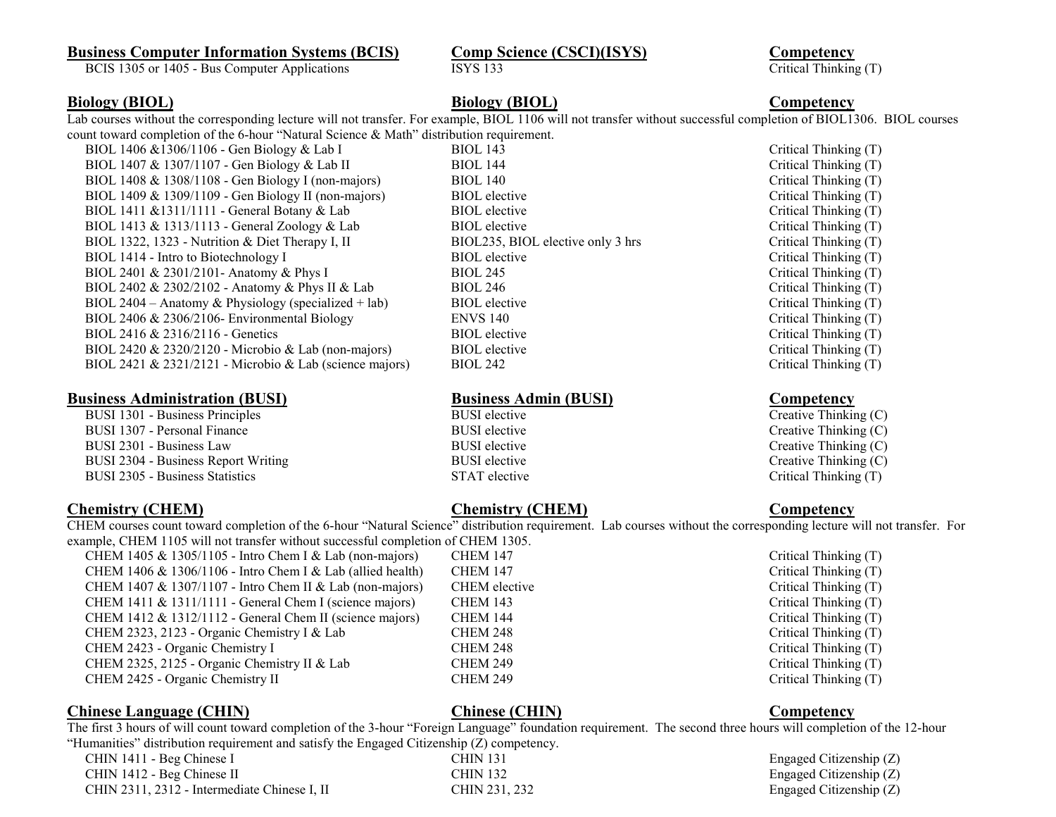| Business Computer Information Systems (BCIS) | Comp Science (CSCI)(ISYS) | Competency |
|---|---|---|
| BCIS 1305 or 1405 - Bus Computer Applications | ISYS 133 | Critical Thinking (T) |

| Biology (BIOL) | Biology (BIOL) | Competency |
|---|---|---|

Lab courses without the corresponding lecture will not transfer. For example, BIOL 1106 will not transfer without successful completion of BIOL1306. BIOL courses count toward completion of the 6-hour "Natural Science & Math" distribution requirement.

| | | |
|---|---|---|
| BIOL 1406 &1306/1106 - Gen Biology & Lab I | BIOL 143 | Critical Thinking (T) |
| BIOL 1407 & 1307/1107 - Gen Biology & Lab II | BIOL 144 | Critical Thinking (T) |
| BIOL 1408 & 1308/1108 - Gen Biology I (non-majors) | BIOL 140 | Critical Thinking (T) |
| BIOL 1409 & 1309/1109 - Gen Biology II (non-majors) | BIOL elective | Critical Thinking (T) |
| BIOL 1411 &1311/1111 - General Botany & Lab | BIOL elective | Critical Thinking (T) |
| BIOL 1413 & 1313/1113 - General Zoology & Lab | BIOL elective | Critical Thinking (T) |
| BIOL 1322, 1323 - Nutrition & Diet Therapy I, II | BIOL235, BIOL elective only 3 hrs | Critical Thinking (T) |
| BIOL 1414 - Intro to Biotechnology I | BIOL elective | Critical Thinking (T) |
| BIOL 2401 & 2301/2101- Anatomy & Phys I | BIOL 245 | Critical Thinking (T) |
| BIOL 2402 & 2302/2102 - Anatomy & Phys II & Lab | BIOL 246 | Critical Thinking (T) |
| BIOL 2404 – Anatomy & Physiology (specialized + lab) | BIOL elective | Critical Thinking (T) |
| BIOL 2406 & 2306/2106- Environmental Biology | ENVS 140 | Critical Thinking (T) |
| BIOL 2416 & 2316/2116 - Genetics | BIOL elective | Critical Thinking (T) |
| BIOL 2420 & 2320/2120 - Microbio & Lab (non-majors) | BIOL elective | Critical Thinking (T) |
| BIOL 2421 & 2321/2121 - Microbio & Lab (science majors) | BIOL 242 | Critical Thinking (T) |

| Business Administration (BUSI) | Business Admin (BUSI) | Competency |
|---|---|---|
| BUSI 1301 - Business Principles | BUSI elective | Creative Thinking (C) |
| BUSI 1307 - Personal Finance | BUSI elective | Creative Thinking (C) |
| BUSI 2301 - Business Law | BUSI elective | Creative Thinking (C) |
| BUSI 2304 - Business Report Writing | BUSI elective | Creative Thinking (C) |
| BUSI 2305 - Business Statistics | STAT elective | Critical Thinking (T) |

| Chemistry (CHEM) | Chemistry (CHEM) | Competency |
|---|---|---|

CHEM courses count toward completion of the 6-hour "Natural Science" distribution requirement. Lab courses without the corresponding lecture will not transfer. For example, CHEM 1105 will not transfer without successful completion of CHEM 1305.

| | | |
|---|---|---|
| CHEM 1405 & 1305/1105 - Intro Chem I & Lab (non-majors) | CHEM 147 | Critical Thinking (T) |
| CHEM 1406 & 1306/1106 - Intro Chem I & Lab (allied health) | CHEM 147 | Critical Thinking (T) |
| CHEM 1407 & 1307/1107 - Intro Chem II & Lab (non-majors) | CHEM elective | Critical Thinking (T) |
| CHEM 1411 & 1311/1111 - General Chem I (science majors) | CHEM 143 | Critical Thinking (T) |
| CHEM 1412 & 1312/1112 - General Chem II (science majors) | CHEM 144 | Critical Thinking (T) |
| CHEM 2323, 2123 - Organic Chemistry I & Lab | CHEM 248 | Critical Thinking (T) |
| CHEM 2423 - Organic Chemistry I | CHEM 248 | Critical Thinking (T) |
| CHEM 2325, 2125 - Organic Chemistry II & Lab | CHEM 249 | Critical Thinking (T) |
| CHEM 2425 - Organic Chemistry II | CHEM 249 | Critical Thinking (T) |

| Chinese Language (CHIN) | Chinese (CHIN) | Competency |
|---|---|---|

The first 3 hours of will count toward completion of the 3-hour "Foreign Language" foundation requirement. The second three hours will completion of the 12-hour "Humanities" distribution requirement and satisfy the Engaged Citizenship (Z) competency.

| | | |
|---|---|---|
| CHIN 1411 - Beg Chinese I | CHIN 131 | Engaged Citizenship (Z) |
| CHIN 1412 - Beg Chinese II | CHIN 132 | Engaged Citizenship (Z) |
| CHIN 2311, 2312 - Intermediate Chinese I, II | CHIN 231, 232 | Engaged Citizenship (Z) |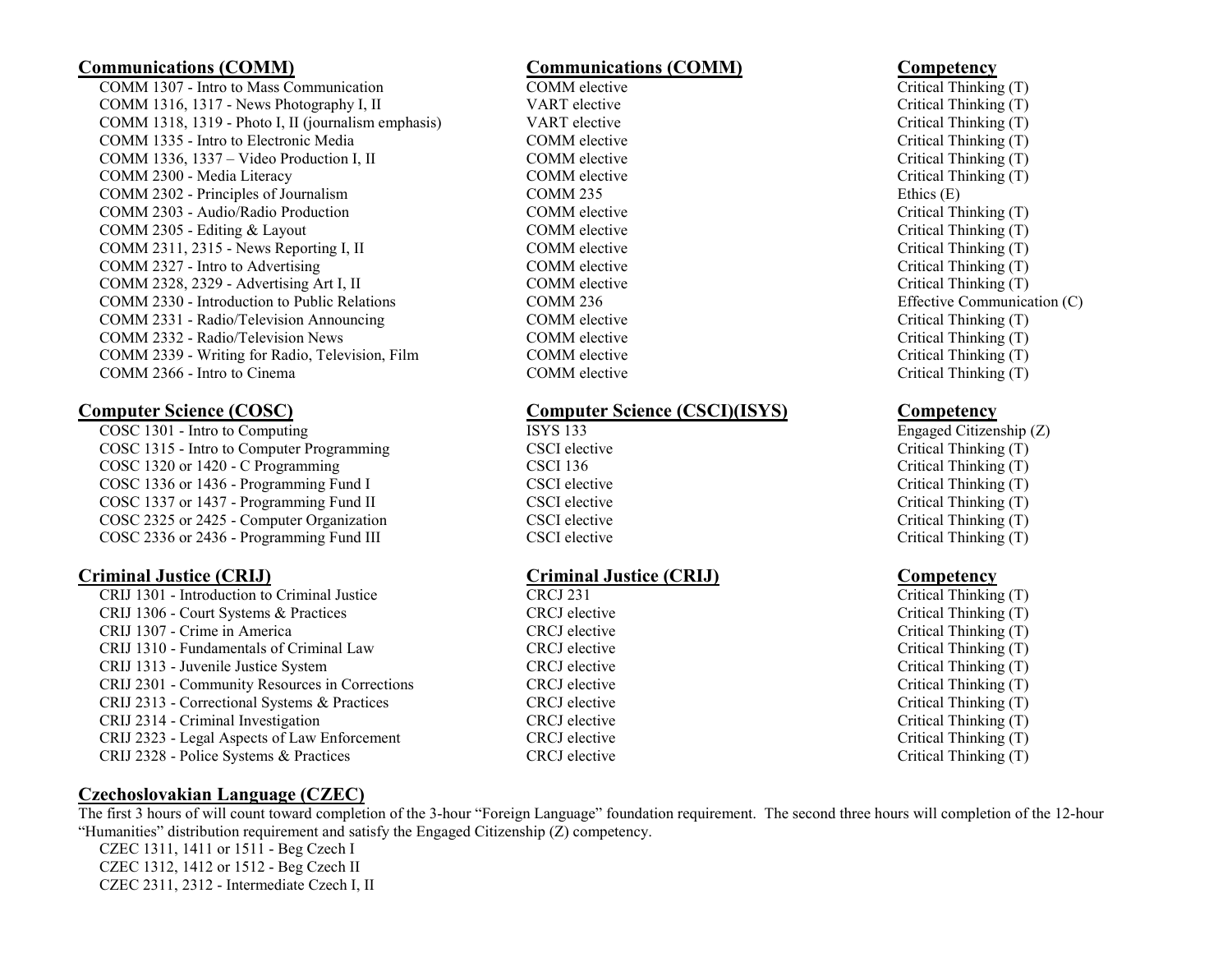| Communications (COMM) | Communications (COMM) | Competency |
| --- | --- | --- |
| COMM 1307 - Intro to Mass Communication | COMM elective | Critical Thinking (T) |
| COMM 1316, 1317 - News Photography I, II | VART elective | Critical Thinking (T) |
| COMM 1318, 1319 - Photo I, II (journalism emphasis) | VART elective | Critical Thinking (T) |
| COMM 1335 - Intro to Electronic Media | COMM elective | Critical Thinking (T) |
| COMM 1336, 1337 – Video Production I, II | COMM elective | Critical Thinking (T) |
| COMM 2300 - Media Literacy | COMM elective | Critical Thinking (T) |
| COMM 2302 - Principles of Journalism | COMM 235 | Ethics (E) |
| COMM 2303 - Audio/Radio Production | COMM elective | Critical Thinking (T) |
| COMM 2305 - Editing & Layout | COMM elective | Critical Thinking (T) |
| COMM 2311, 2315 - News Reporting I, II | COMM elective | Critical Thinking (T) |
| COMM 2327 - Intro to Advertising | COMM elective | Critical Thinking (T) |
| COMM 2328, 2329 - Advertising Art I, II | COMM elective | Critical Thinking (T) |
| COMM 2330 - Introduction to Public Relations | COMM 236 | Effective Communication (C) |
| COMM 2331 - Radio/Television Announcing | COMM elective | Critical Thinking (T) |
| COMM 2332 - Radio/Television News | COMM elective | Critical Thinking (T) |
| COMM 2339 - Writing for Radio, Television, Film | COMM elective | Critical Thinking (T) |
| COMM 2366 - Intro to Cinema | COMM elective | Critical Thinking (T) |

| Computer Science (COSC) | Computer Science (CSCI)(ISYS) | Competency |
| --- | --- | --- |
| COSC 1301 - Intro to Computing | ISYS 133 | Engaged Citizenship (Z) |
| COSC 1315 - Intro to Computer Programming | CSCI elective | Critical Thinking (T) |
| COSC 1320 or 1420 - C Programming | CSCI 136 | Critical Thinking (T) |
| COSC 1336 or 1436 - Programming Fund I | CSCI elective | Critical Thinking (T) |
| COSC 1337 or 1437 - Programming Fund II | CSCI elective | Critical Thinking (T) |
| COSC 2325 or 2425 - Computer Organization | CSCI elective | Critical Thinking (T) |
| COSC 2336 or 2436 - Programming Fund III | CSCI elective | Critical Thinking (T) |

| Criminal Justice (CRIJ) | Criminal Justice (CRIJ) | Competency |
| --- | --- | --- |
| CRIJ 1301 - Introduction to Criminal Justice | CRCJ 231 | Critical Thinking (T) |
| CRIJ 1306 - Court Systems & Practices | CRCJ elective | Critical Thinking (T) |
| CRIJ 1307 - Crime in America | CRCJ elective | Critical Thinking (T) |
| CRIJ 1310 - Fundamentals of Criminal Law | CRCJ elective | Critical Thinking (T) |
| CRIJ 1313 - Juvenile Justice System | CRCJ elective | Critical Thinking (T) |
| CRIJ 2301 - Community Resources in Corrections | CRCJ elective | Critical Thinking (T) |
| CRIJ 2313 - Correctional Systems & Practices | CRCJ elective | Critical Thinking (T) |
| CRIJ 2314 - Criminal Investigation | CRCJ elective | Critical Thinking (T) |
| CRIJ 2323 - Legal Aspects of Law Enforcement | CRCJ elective | Critical Thinking (T) |
| CRIJ 2328 - Police Systems & Practices | CRCJ elective | Critical Thinking (T) |

## Czechoslovakian Language (CZEC)

The first 3 hours of will count toward completion of the 3-hour "Foreign Language" foundation requirement. The second three hours will completion of the 12-hour "Humanities" distribution requirement and satisfy the Engaged Citizenship (Z) competency.

- CZEC 1311, 1411 or 1511 - Beg Czech I
- CZEC 1312, 1412 or 1512 - Beg Czech II
- CZEC 2311, 2312 - Intermediate Czech I, II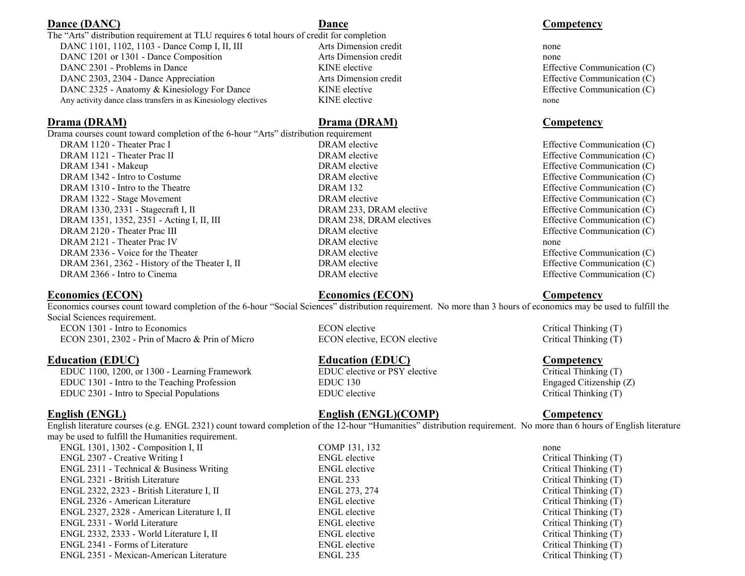### Dance (DANC)

The "Arts" distribution requirement at TLU requires 6 total hours of credit for completion

| Dance (DANC) | Dance | Competency |
|---|---|---|
| DANC 1101, 1102, 1103 - Dance Comp I, II, III | Arts Dimension credit | none |
| DANC 1201 or 1301 - Dance Composition | Arts Dimension credit | none |
| DANC 2301 - Problems in Dance | KINE elective | Effective Communication (C) |
| DANC 2303, 2304 - Dance Appreciation | Arts Dimension credit | Effective Communication (C) |
| DANC 2325 - Anatomy & Kinesiology For Dance | KINE elective | Effective Communication (C) |
| Any activity dance class transfers in as Kinesiology electives | KINE elective | none |

### Drama (DRAM)

Drama courses count toward completion of the 6-hour "Arts" distribution requirement

| Drama (DRAM) | Drama (DRAM) | Competency |
|---|---|---|
| DRAM 1120 - Theater Prac I | DRAM elective | Effective Communication (C) |
| DRAM 1121 - Theater Prac II | DRAM elective | Effective Communication (C) |
| DRAM 1341 - Makeup | DRAM elective | Effective Communication (C) |
| DRAM 1342 - Intro to Costume | DRAM elective | Effective Communication (C) |
| DRAM 1310 - Intro to the Theatre | DRAM 132 | Effective Communication (C) |
| DRAM 1322 - Stage Movement | DRAM elective | Effective Communication (C) |
| DRAM 1330, 2331 - Stagecraft I, II | DRAM 233, DRAM elective | Effective Communication (C) |
| DRAM 1351, 1352, 2351 - Acting I, II, III | DRAM 238, DRAM electives | Effective Communication (C) |
| DRAM 2120 - Theater Prac III | DRAM elective | Effective Communication (C) |
| DRAM 2121 - Theater Prac IV | DRAM elective | none |
| DRAM 2336 - Voice for the Theater | DRAM elective | Effective Communication (C) |
| DRAM 2361, 2362 - History of the Theater I, II | DRAM elective | Effective Communication (C) |
| DRAM 2366 - Intro to Cinema | DRAM elective | Effective Communication (C) |

### Economics (ECON)

Economics courses count toward completion of the 6-hour "Social Sciences" distribution requirement. No more than 3 hours of economics may be used to fulfill the Social Sciences requirement.

| Economics (ECON) | Economics (ECON) | Competency |
|---|---|---|
| ECON 1301 - Intro to Economics | ECON elective | Critical Thinking (T) |
| ECON 2301, 2302 - Prin of Macro & Prin of Micro | ECON elective, ECON elective | Critical Thinking (T) |

### Education (EDUC)

| Education (EDUC) | Education (EDUC) | Competency |
|---|---|---|
| EDUC 1100, 1200, or 1300 - Learning Framework | EDUC elective or PSY elective | Critical Thinking (T) |
| EDUC 1301 - Intro to the Teaching Profession | EDUC 130 | Engaged Citizenship (Z) |
| EDUC 2301 - Intro to Special Populations | EDUC elective | Critical Thinking (T) |

### English (ENGL)

English literature courses (e.g. ENGL 2321) count toward completion of the 12-hour "Humanities" distribution requirement. No more than 6 hours of English literature may be used to fulfill the Humanities requirement.

| English (ENGL) | English (ENGL)(COMP) | Competency |
|---|---|---|
| ENGL 1301, 1302 - Composition I, II | COMP 131, 132 | none |
| ENGL 2307 - Creative Writing I | ENGL elective | Critical Thinking (T) |
| ENGL 2311 - Technical & Business Writing | ENGL elective | Critical Thinking (T) |
| ENGL 2321 - British Literature | ENGL 233 | Critical Thinking (T) |
| ENGL 2322, 2323 - British Literature I, II | ENGL 273, 274 | Critical Thinking (T) |
| ENGL 2326 - American Literature | ENGL elective | Critical Thinking (T) |
| ENGL 2327, 2328 - American Literature I, II | ENGL elective | Critical Thinking (T) |
| ENGL 2331 - World Literature | ENGL elective | Critical Thinking (T) |
| ENGL 2332, 2333 - World Literature I, II | ENGL elective | Critical Thinking (T) |
| ENGL 2341 - Forms of Literature | ENGL elective | Critical Thinking (T) |
| ENGL 2351 - Mexican-American Literature | ENGL 235 | Critical Thinking (T) |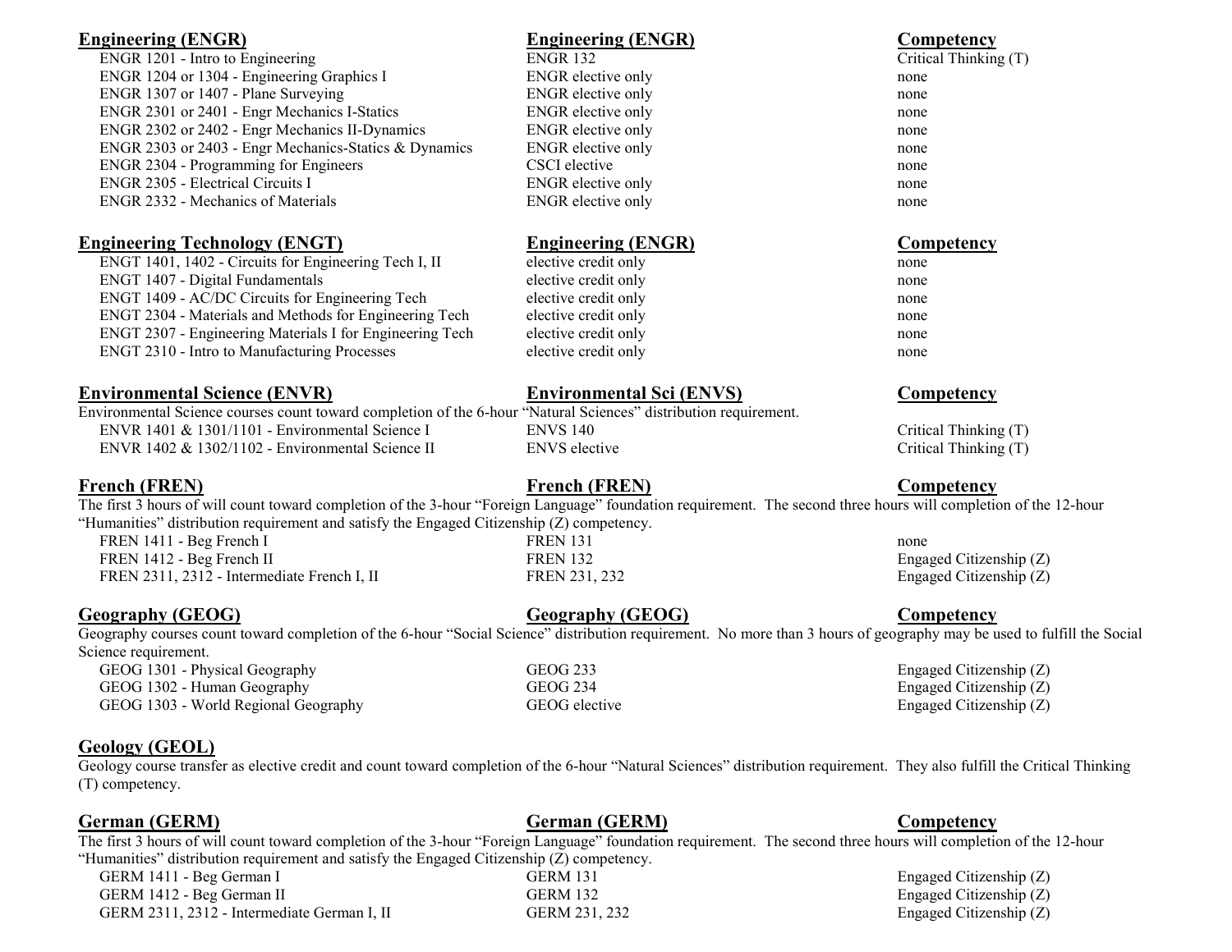| Engineering (ENGR) | Engineering (ENGR) | Competency |
|---|---|---|
| ENGR 1201 - Intro to Engineering | ENGR 132 | Critical Thinking (T) |
| ENGR 1204 or 1304 - Engineering Graphics I | ENGR elective only | none |
| ENGR 1307 or 1407 - Plane Surveying | ENGR elective only | none |
| ENGR 2301 or 2401 - Engr Mechanics I-Statics | ENGR elective only | none |
| ENGR 2302 or 2402 - Engr Mechanics II-Dynamics | ENGR elective only | none |
| ENGR 2303 or 2403 - Engr Mechanics-Statics & Dynamics | ENGR elective only | none |
| ENGR 2304 - Programming for Engineers | CSCI elective | none |
| ENGR 2305 - Electrical Circuits I | ENGR elective only | none |
| ENGR 2332 - Mechanics of Materials | ENGR elective only | none |

| Engineering Technology (ENGT) | Engineering (ENGR) | Competency |
|---|---|---|
| ENGT 1401, 1402 - Circuits for Engineering Tech I, II | elective credit only | none |
| ENGT 1407 - Digital Fundamentals | elective credit only | none |
| ENGT 1409 - AC/DC Circuits for Engineering Tech | elective credit only | none |
| ENGT 2304 - Materials and Methods for Engineering Tech | elective credit only | none |
| ENGT 2307 - Engineering Materials I for Engineering Tech | elective credit only | none |
| ENGT 2310 - Intro to Manufacturing Processes | elective credit only | none |

**Environmental Science (ENVR)** — **Environmental Sci (ENVS)** — **Competency**

Environmental Science courses count toward completion of the 6-hour "Natural Sciences" distribution requirement.

| Environmental Science (ENVR) | Environmental Sci (ENVS) | Competency |
|---|---|---|
| ENVR 1401 & 1301/1101 - Environmental Science I | ENVS 140 | Critical Thinking (T) |
| ENVR 1402 & 1302/1102 - Environmental Science II | ENVS elective | Critical Thinking (T) |

**French (FREN)** — **French (FREN)** — **Competency**

The first 3 hours of will count toward completion of the 3-hour "Foreign Language" foundation requirement. The second three hours will completion of the 12-hour "Humanities" distribution requirement and satisfy the Engaged Citizenship (Z) competency.

| French (FREN) | French (FREN) | Competency |
|---|---|---|
| FREN 1411 - Beg French I | FREN 131 | none |
| FREN 1412 - Beg French II | FREN 132 | Engaged Citizenship (Z) |
| FREN 2311, 2312 - Intermediate French I, II | FREN 231, 232 | Engaged Citizenship (Z) |

**Geography (GEOG)** — **Geography (GEOG)** — **Competency**

Geography courses count toward completion of the 6-hour "Social Science" distribution requirement. No more than 3 hours of geography may be used to fulfill the Social Science requirement.

| Geography (GEOG) | Geography (GEOG) | Competency |
|---|---|---|
| GEOG 1301 - Physical Geography | GEOG 233 | Engaged Citizenship (Z) |
| GEOG 1302 - Human Geography | GEOG 234 | Engaged Citizenship (Z) |
| GEOG 1303 - World Regional Geography | GEOG elective | Engaged Citizenship (Z) |

**Geology (GEOL)**

Geology course transfer as elective credit and count toward completion of the 6-hour "Natural Sciences" distribution requirement. They also fulfill the Critical Thinking (T) competency.

**German (GERM)** — **German (GERM)** — **Competency**

The first 3 hours of will count toward completion of the 3-hour "Foreign Language" foundation requirement. The second three hours will completion of the 12-hour "Humanities" distribution requirement and satisfy the Engaged Citizenship (Z) competency.

| German (GERM) | German (GERM) | Competency |
|---|---|---|
| GERM 1411 - Beg German I | GERM 131 | Engaged Citizenship (Z) |
| GERM 1412 - Beg German II | GERM 132 | Engaged Citizenship (Z) |
| GERM 2311, 2312 - Intermediate German I, II | GERM 231, 232 | Engaged Citizenship (Z) |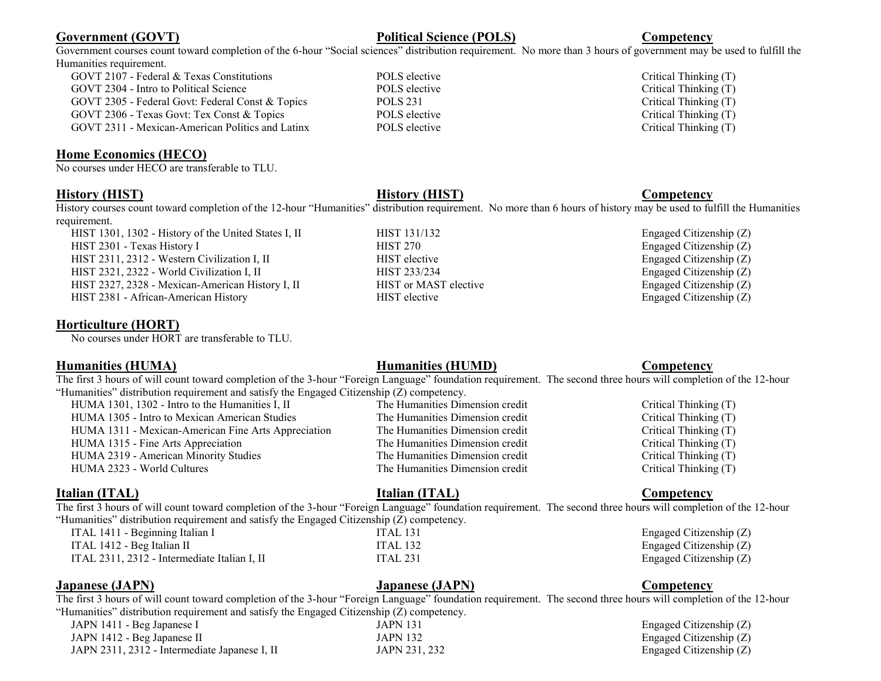| **Government (GOVT)** | **Political Science (POLS)** | **Competency** |
|---|---|---|

Government courses count toward completion of the 6-hour "Social sciences" distribution requirement. No more than 3 hours of government may be used to fulfill the Humanities requirement.

| | | |
|---|---|---|
| GOVT 2107 - Federal & Texas Constitutions | POLS elective | Critical Thinking (T) |
| GOVT 2304 - Intro to Political Science | POLS elective | Critical Thinking (T) |
| GOVT 2305 - Federal Govt: Federal Const & Topics | POLS 231 | Critical Thinking (T) |
| GOVT 2306 - Texas Govt: Tex Const & Topics | POLS elective | Critical Thinking (T) |
| GOVT 2311 - Mexican-American Politics and Latinx | POLS elective | Critical Thinking (T) |

**Home Economics (HECO)**

No courses under HECO are transferable to TLU.

| **History (HIST)** | **History (HIST)** | **Competency** |
|---|---|---|

History courses count toward completion of the 12-hour "Humanities" distribution requirement. No more than 6 hours of history may be used to fulfill the Humanities requirement.

| | | |
|---|---|---|
| HIST 1301, 1302 - History of the United States I, II | HIST 131/132 | Engaged Citizenship (Z) |
| HIST 2301 - Texas History I | HIST 270 | Engaged Citizenship (Z) |
| HIST 2311, 2312 - Western Civilization I, II | HIST elective | Engaged Citizenship (Z) |
| HIST 2321, 2322 - World Civilization I, II | HIST 233/234 | Engaged Citizenship (Z) |
| HIST 2327, 2328 - Mexican-American History I, II | HIST or MAST elective | Engaged Citizenship (Z) |
| HIST 2381 - African-American History | HIST elective | Engaged Citizenship (Z) |

**Horticulture (HORT)**

No courses under HORT are transferable to TLU.

| **Humanities (HUMA)** | **Humanities (HUMD)** | **Competency** |
|---|---|---|

The first 3 hours of will count toward completion of the 3-hour "Foreign Language" foundation requirement. The second three hours will completion of the 12-hour "Humanities" distribution requirement and satisfy the Engaged Citizenship (Z) competency.

| | | |
|---|---|---|
| HUMA 1301, 1302 - Intro to the Humanities I, II | The Humanities Dimension credit | Critical Thinking (T) |
| HUMA 1305 - Intro to Mexican American Studies | The Humanities Dimension credit | Critical Thinking (T) |
| HUMA 1311 - Mexican-American Fine Arts Appreciation | The Humanities Dimension credit | Critical Thinking (T) |
| HUMA 1315 - Fine Arts Appreciation | The Humanities Dimension credit | Critical Thinking (T) |
| HUMA 2319 - American Minority Studies | The Humanities Dimension credit | Critical Thinking (T) |
| HUMA 2323 - World Cultures | The Humanities Dimension credit | Critical Thinking (T) |

| **Italian (ITAL)** | **Italian (ITAL)** | **Competency** |
|---|---|---|

The first 3 hours of will count toward completion of the 3-hour "Foreign Language" foundation requirement. The second three hours will completion of the 12-hour "Humanities" distribution requirement and satisfy the Engaged Citizenship (Z) competency.

| | | |
|---|---|---|
| ITAL 1411 - Beginning Italian I | ITAL 131 | Engaged Citizenship (Z) |
| ITAL 1412 - Beg Italian II | ITAL 132 | Engaged Citizenship (Z) |
| ITAL 2311, 2312 - Intermediate Italian I, II | ITAL 231 | Engaged Citizenship (Z) |

| **Japanese (JAPN)** | **Japanese (JAPN)** | **Competency** |
|---|---|---|

The first 3 hours of will count toward completion of the 3-hour "Foreign Language" foundation requirement. The second three hours will completion of the 12-hour "Humanities" distribution requirement and satisfy the Engaged Citizenship (Z) competency.

| | | |
|---|---|---|
| JAPN 1411 - Beg Japanese I | JAPN 131 | Engaged Citizenship (Z) |
| JAPN 1412 - Beg Japanese II | JAPN 132 | Engaged Citizenship (Z) |
| JAPN 2311, 2312 - Intermediate Japanese I, II | JAPN 231, 232 | Engaged Citizenship (Z) |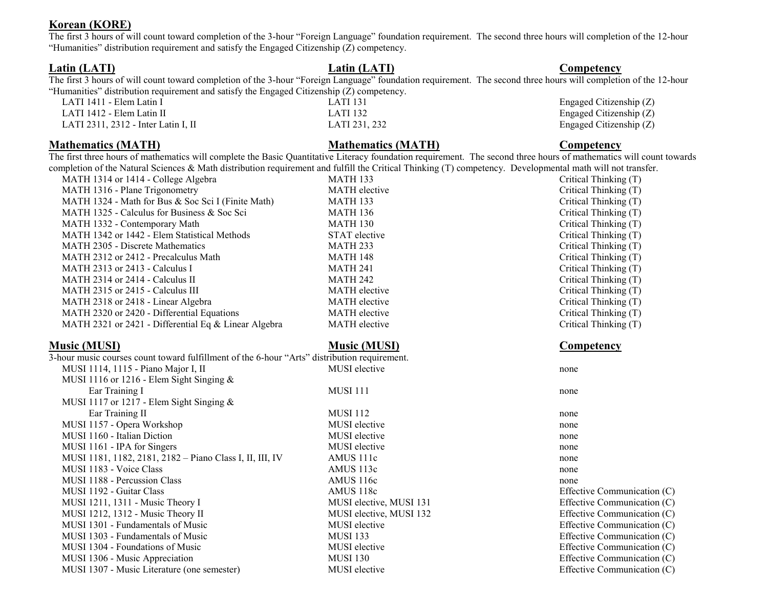**Korean (KORE)**

The first 3 hours of will count toward completion of the 3-hour "Foreign Language" foundation requirement. The second three hours will completion of the 12-hour "Humanities" distribution requirement and satisfy the Engaged Citizenship (Z) competency.

| **Latin (LATI)** | **Latin (LATI)** | **Competency** |
|---|---|---|

The first 3 hours of will count toward completion of the 3-hour "Foreign Language" foundation requirement. The second three hours will completion of the 12-hour "Humanities" distribution requirement and satisfy the Engaged Citizenship (Z) competency.

| | | |
|---|---|---|
| LATI 1411 - Elem Latin I | LATI 131 | Engaged Citizenship (Z) |
| LATI 1412 - Elem Latin II | LATI 132 | Engaged Citizenship (Z) |
| LATI 2311, 2312 - Inter Latin I, II | LATI 231, 232 | Engaged Citizenship (Z) |

| **Mathematics (MATH)** | **Mathematics (MATH)** | **Competency** |
|---|---|---|

The first three hours of mathematics will complete the Basic Quantitative Literacy foundation requirement. The second three hours of mathematics will count towards completion of the Natural Sciences & Math distribution requirement and fulfill the Critical Thinking (T) competency. Developmental math will not transfer.

| | | |
|---|---|---|
| MATH 1314 or 1414 - College Algebra | MATH 133 | Critical Thinking (T) |
| MATH 1316 - Plane Trigonometry | MATH elective | Critical Thinking (T) |
| MATH 1324 - Math for Bus & Soc Sci I (Finite Math) | MATH 133 | Critical Thinking (T) |
| MATH 1325 - Calculus for Business & Soc Sci | MATH 136 | Critical Thinking (T) |
| MATH 1332 - Contemporary Math | MATH 130 | Critical Thinking (T) |
| MATH 1342 or 1442 - Elem Statistical Methods | STAT elective | Critical Thinking (T) |
| MATH 2305 - Discrete Mathematics | MATH 233 | Critical Thinking (T) |
| MATH 2312 or 2412 - Precalculus Math | MATH 148 | Critical Thinking (T) |
| MATH 2313 or 2413 - Calculus I | MATH 241 | Critical Thinking (T) |
| MATH 2314 or 2414 - Calculus II | MATH 242 | Critical Thinking (T) |
| MATH 2315 or 2415 - Calculus III | MATH elective | Critical Thinking (T) |
| MATH 2318 or 2418 - Linear Algebra | MATH elective | Critical Thinking (T) |
| MATH 2320 or 2420 - Differential Equations | MATH elective | Critical Thinking (T) |
| MATH 2321 or 2421 - Differential Eq & Linear Algebra | MATH elective | Critical Thinking (T) |

| **Music (MUSI)** | **Music (MUSI)** | **Competency** |
|---|---|---|

3-hour music courses count toward fulfillment of the 6-hour "Arts" distribution requirement.

| | | |
|---|---|---|
| MUSI 1114, 1115 - Piano Major I, II | MUSI elective | none |
| MUSI 1116 or 1216 - Elem Sight Singing & Ear Training I | MUSI 111 | none |
| MUSI 1117 or 1217 - Elem Sight Singing & Ear Training II | MUSI 112 | none |
| MUSI 1157 - Opera Workshop | MUSI elective | none |
| MUSI 1160 - Italian Diction | MUSI elective | none |
| MUSI 1161 - IPA for Singers | MUSI elective | none |
| MUSI 1181, 1182, 2181, 2182 – Piano Class I, II, III, IV | AMUS 111c | none |
| MUSI 1183 - Voice Class | AMUS 113c | none |
| MUSI 1188 - Percussion Class | AMUS 116c | none |
| MUSI 1192 - Guitar Class | AMUS 118c | Effective Communication (C) |
| MUSI 1211, 1311 - Music Theory I | MUSI elective, MUSI 131 | Effective Communication (C) |
| MUSI 1212, 1312 - Music Theory II | MUSI elective, MUSI 132 | Effective Communication (C) |
| MUSI 1301 - Fundamentals of Music | MUSI elective | Effective Communication (C) |
| MUSI 1303 - Fundamentals of Music | MUSI 133 | Effective Communication (C) |
| MUSI 1304 - Foundations of Music | MUSI elective | Effective Communication (C) |
| MUSI 1306 - Music Appreciation | MUSI 130 | Effective Communication (C) |
| MUSI 1307 - Music Literature (one semester) | MUSI elective | Effective Communication (C) |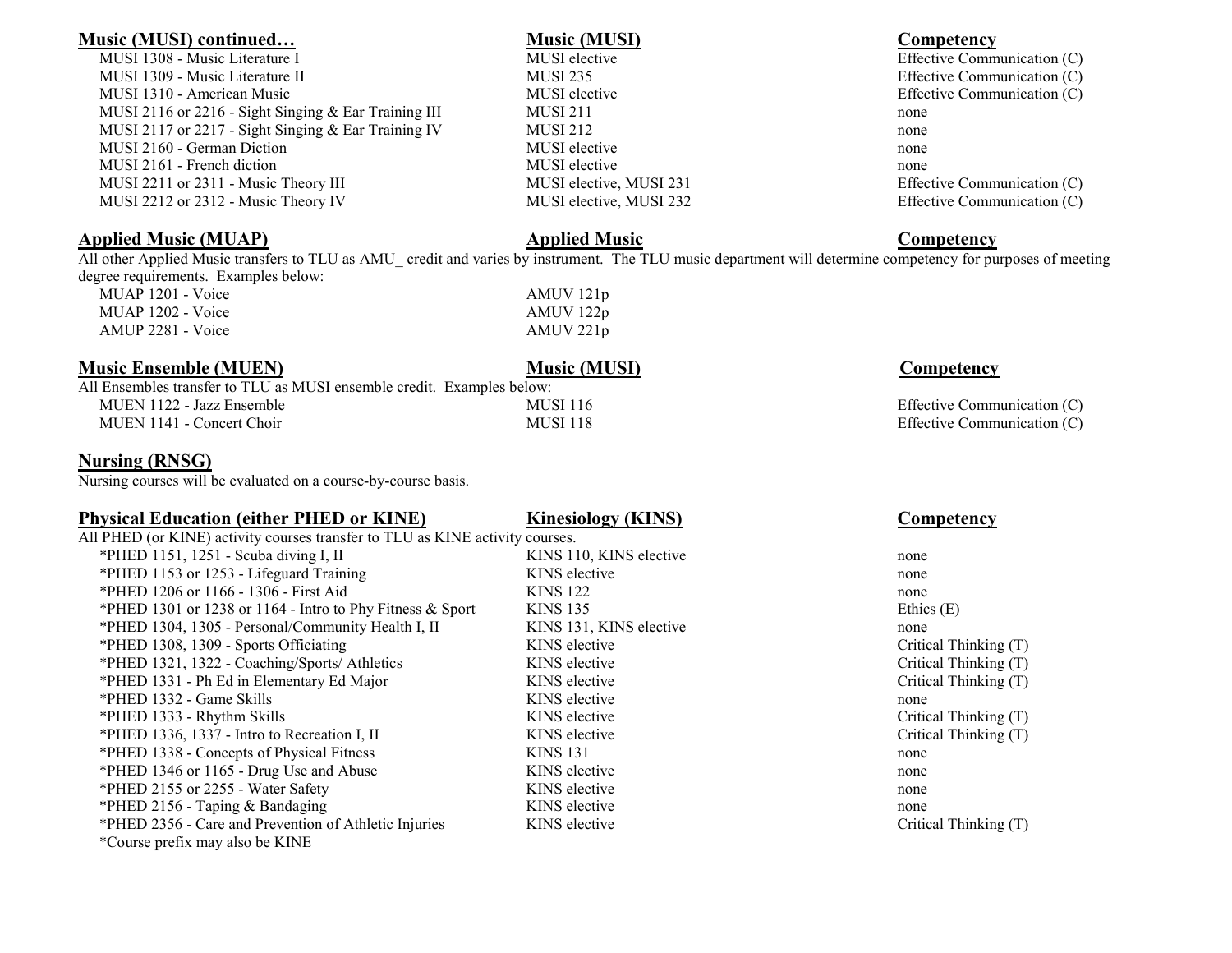| Music (MUSI) continued… | Music (MUSI) | Competency |
| --- | --- | --- |
| MUSI 1308 - Music Literature I | MUSI elective | Effective Communication (C) |
| MUSI 1309 - Music Literature II | MUSI 235 | Effective Communication (C) |
| MUSI 1310 - American Music | MUSI elective | Effective Communication (C) |
| MUSI 2116 or 2216 - Sight Singing & Ear Training III | MUSI 211 | none |
| MUSI 2117 or 2217 - Sight Singing & Ear Training IV | MUSI 212 | none |
| MUSI 2160 - German Diction | MUSI elective | none |
| MUSI 2161 - French diction | MUSI elective | none |
| MUSI 2211 or 2311 - Music Theory III | MUSI elective, MUSI 231 | Effective Communication (C) |
| MUSI 2212 or 2312 - Music Theory IV | MUSI elective, MUSI 232 | Effective Communication (C) |

| Applied Music (MUAP) | Applied Music | Competency |
| --- | --- | --- |

All other Applied Music transfers to TLU as AMU_ credit and varies by instrument. The TLU music department will determine competency for purposes of meeting degree requirements. Examples below:

| | | |
| --- | --- | --- |
| MUAP 1201 - Voice | AMUV 121p | |
| MUAP 1202 - Voice | AMUV 122p | |
| AMUP 2281 - Voice | AMUV 221p | |

| Music Ensemble (MUEN) | Music (MUSI) | Competency |
| --- | --- | --- |

All Ensembles transfer to TLU as MUSI ensemble credit. Examples below:

| | | |
| --- | --- | --- |
| MUEN 1122 - Jazz Ensemble | MUSI 116 | Effective Communication (C) |
| MUEN 1141 - Concert Choir | MUSI 118 | Effective Communication (C) |

## Nursing (RNSG)

Nursing courses will be evaluated on a course-by-course basis.

| Physical Education (either PHED or KINE) | Kinesiology (KINS) | Competency |
| --- | --- | --- |

All PHED (or KINE) activity courses transfer to TLU as KINE activity courses.

| | | |
| --- | --- | --- |
| *PHED 1151, 1251 - Scuba diving I, II | KINS 110, KINS elective | none |
| *PHED 1153 or 1253 - Lifeguard Training | KINS elective | none |
| *PHED 1206 or 1166 - 1306 - First Aid | KINS 122 | none |
| *PHED 1301 or 1238 or 1164 - Intro to Phy Fitness & Sport | KINS 135 | Ethics (E) |
| *PHED 1304, 1305 - Personal/Community Health I, II | KINS 131, KINS elective | none |
| *PHED 1308, 1309 - Sports Officiating | KINS elective | Critical Thinking (T) |
| *PHED 1321, 1322 - Coaching/Sports/ Athletics | KINS elective | Critical Thinking (T) |
| *PHED 1331 - Ph Ed in Elementary Ed Major | KINS elective | Critical Thinking (T) |
| *PHED 1332 - Game Skills | KINS elective | none |
| *PHED 1333 - Rhythm Skills | KINS elective | Critical Thinking (T) |
| *PHED 1336, 1337 - Intro to Recreation I, II | KINS elective | Critical Thinking (T) |
| *PHED 1338 - Concepts of Physical Fitness | KINS 131 | none |
| *PHED 1346 or 1165 - Drug Use and Abuse | KINS elective | none |
| *PHED 2155 or 2255 - Water Safety | KINS elective | none |
| *PHED 2156 - Taping & Bandaging | KINS elective | none |
| *PHED 2356 - Care and Prevention of Athletic Injuries | KINS elective | Critical Thinking (T) |

*Course prefix may also be KINE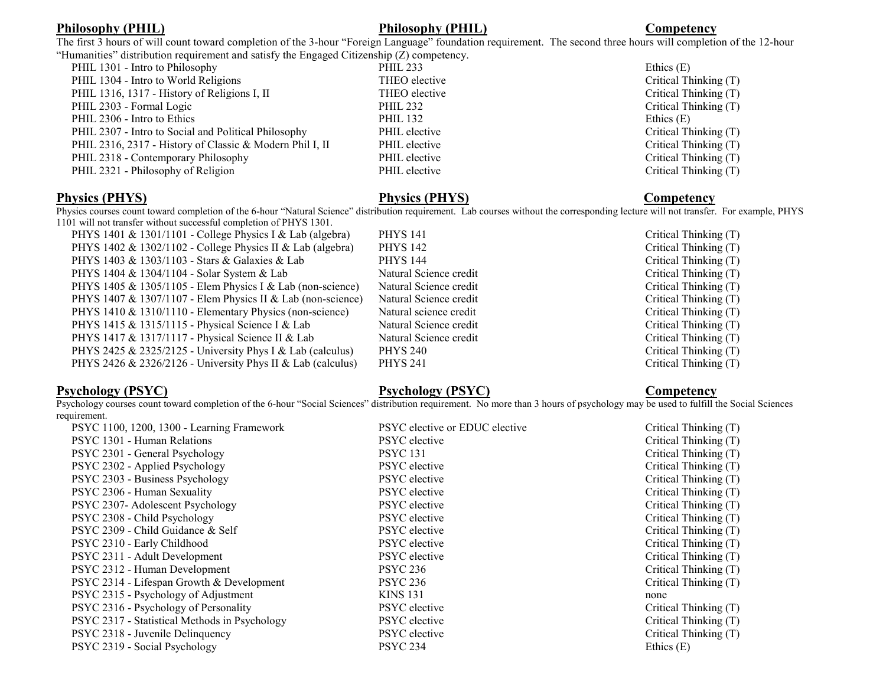## Philosophy (PHIL)

The first 3 hours of will count toward completion of the 3-hour "Foreign Language" foundation requirement. The second three hours will completion of the 12-hour "Humanities" distribution requirement and satisfy the Engaged Citizenship (Z) competency.

| Philosophy (PHIL) | Philosophy (PHIL) | Competency |
|---|---|---|
| PHIL 1301 - Intro to Philosophy | PHIL 233 | Ethics (E) |
| PHIL 1304 - Intro to World Religions | THEO elective | Critical Thinking (T) |
| PHIL 1316, 1317 - History of Religions I, II | THEO elective | Critical Thinking (T) |
| PHIL 2303 - Formal Logic | PHIL 232 | Critical Thinking (T) |
| PHIL 2306 - Intro to Ethics | PHIL 132 | Ethics (E) |
| PHIL 2307 - Intro to Social and Political Philosophy | PHIL elective | Critical Thinking (T) |
| PHIL 2316, 2317 - History of Classic & Modern Phil I, II | PHIL elective | Critical Thinking (T) |
| PHIL 2318 - Contemporary Philosophy | PHIL elective | Critical Thinking (T) |
| PHIL 2321 - Philosophy of Religion | PHIL elective | Critical Thinking (T) |

## Physics (PHYS)

Physics courses count toward completion of the 6-hour "Natural Science" distribution requirement. Lab courses without the corresponding lecture will not transfer. For example, PHYS 1101 will not transfer without successful completion of PHYS 1301.

| Physics (PHYS) | Physics (PHYS) | Competency |
|---|---|---|
| PHYS 1401 & 1301/1101 - College Physics I & Lab (algebra) | PHYS 141 | Critical Thinking (T) |
| PHYS 1402 & 1302/1102 - College Physics II & Lab (algebra) | PHYS 142 | Critical Thinking (T) |
| PHYS 1403 & 1303/1103 - Stars & Galaxies & Lab | PHYS 144 | Critical Thinking (T) |
| PHYS 1404 & 1304/1104 - Solar System & Lab | Natural Science credit | Critical Thinking (T) |
| PHYS 1405 & 1305/1105 - Elem Physics I & Lab (non-science) | Natural Science credit | Critical Thinking (T) |
| PHYS 1407 & 1307/1107 - Elem Physics II & Lab (non-science) | Natural Science credit | Critical Thinking (T) |
| PHYS 1410 & 1310/1110 - Elementary Physics (non-science) | Natural science credit | Critical Thinking (T) |
| PHYS 1415 & 1315/1115 - Physical Science I & Lab | Natural Science credit | Critical Thinking (T) |
| PHYS 1417 & 1317/1117 - Physical Science II & Lab | Natural Science credit | Critical Thinking (T) |
| PHYS 2425 & 2325/2125 - University Phys I & Lab (calculus) | PHYS 240 | Critical Thinking (T) |
| PHYS 2426 & 2326/2126 - University Phys II & Lab (calculus) | PHYS 241 | Critical Thinking (T) |

## Psychology (PSYC)

Psychology courses count toward completion of the 6-hour "Social Sciences" distribution requirement. No more than 3 hours of psychology may be used to fulfill the Social Sciences requirement.

| Psychology (PSYC) | Psychology (PSYC) | Competency |
|---|---|---|
| PSYC 1100, 1200, 1300 - Learning Framework | PSYC elective or EDUC elective | Critical Thinking (T) |
| PSYC 1301 - Human Relations | PSYC elective | Critical Thinking (T) |
| PSYC 2301 - General Psychology | PSYC 131 | Critical Thinking (T) |
| PSYC 2302 - Applied Psychology | PSYC elective | Critical Thinking (T) |
| PSYC 2303 - Business Psychology | PSYC elective | Critical Thinking (T) |
| PSYC 2306 - Human Sexuality | PSYC elective | Critical Thinking (T) |
| PSYC 2307- Adolescent Psychology | PSYC elective | Critical Thinking (T) |
| PSYC 2308 - Child Psychology | PSYC elective | Critical Thinking (T) |
| PSYC 2309 - Child Guidance & Self | PSYC elective | Critical Thinking (T) |
| PSYC 2310 - Early Childhood | PSYC elective | Critical Thinking (T) |
| PSYC 2311 - Adult Development | PSYC elective | Critical Thinking (T) |
| PSYC 2312 - Human Development | PSYC 236 | Critical Thinking (T) |
| PSYC 2314 - Lifespan Growth & Development | PSYC 236 | Critical Thinking (T) |
| PSYC 2315 - Psychology of Adjustment | KINS 131 | none |
| PSYC 2316 - Psychology of Personality | PSYC elective | Critical Thinking (T) |
| PSYC 2317 - Statistical Methods in Psychology | PSYC elective | Critical Thinking (T) |
| PSYC 2318 - Juvenile Delinquency | PSYC elective | Critical Thinking (T) |
| PSYC 2319 - Social Psychology | PSYC 234 | Ethics (E) |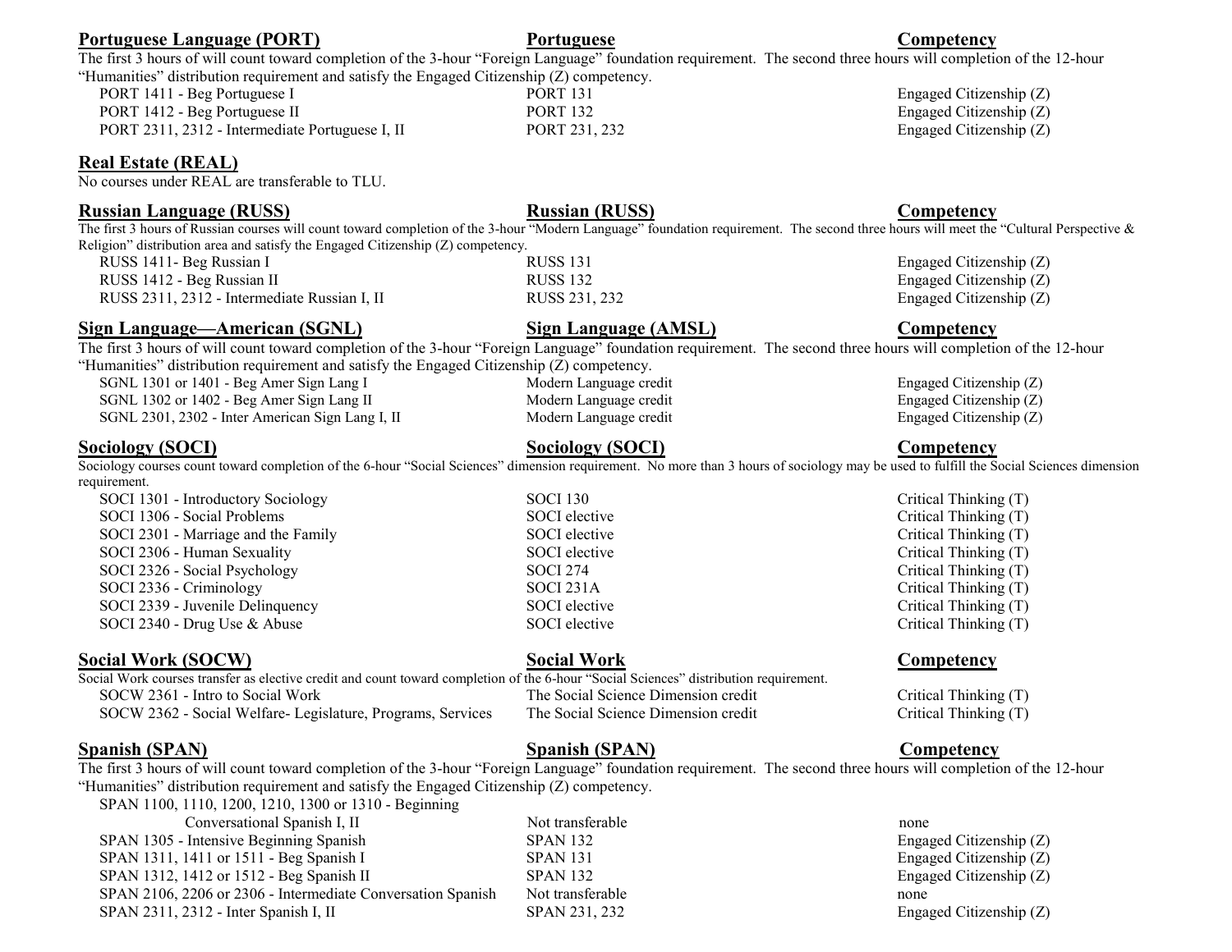| Portuguese Language (PORT) | Portuguese | Competency |
|---|---|---|

The first 3 hours of will count toward completion of the 3-hour "Foreign Language" foundation requirement. The second three hours will completion of the 12-hour "Humanities" distribution requirement and satisfy the Engaged Citizenship (Z) competency.

| | | |
|---|---|---|
| PORT 1411 - Beg Portuguese I | PORT 131 | Engaged Citizenship (Z) |
| PORT 1412 - Beg Portuguese II | PORT 132 | Engaged Citizenship (Z) |
| PORT 2311, 2312 - Intermediate Portuguese I, II | PORT 231, 232 | Engaged Citizenship (Z) |

**Real Estate (REAL)**

No courses under REAL are transferable to TLU.

| Russian Language (RUSS) | Russian (RUSS) | Competency |
|---|---|---|

The first 3 hours of Russian courses will count toward completion of the 3-hour "Modern Language" foundation requirement. The second three hours will meet the "Cultural Perspective & Religion" distribution area and satisfy the Engaged Citizenship (Z) competency.

| | | |
|---|---|---|
| RUSS 1411- Beg Russian I | RUSS 131 | Engaged Citizenship (Z) |
| RUSS 1412 - Beg Russian II | RUSS 132 | Engaged Citizenship (Z) |
| RUSS 2311, 2312 - Intermediate Russian I, II | RUSS 231, 232 | Engaged Citizenship (Z) |

| Sign Language—American (SGNL) | Sign Language (AMSL) | Competency |
|---|---|---|

The first 3 hours of will count toward completion of the 3-hour "Foreign Language" foundation requirement. The second three hours will completion of the 12-hour "Humanities" distribution requirement and satisfy the Engaged Citizenship (Z) competency.

| | | |
|---|---|---|
| SGNL 1301 or 1401 - Beg Amer Sign Lang I | Modern Language credit | Engaged Citizenship (Z) |
| SGNL 1302 or 1402 - Beg Amer Sign Lang II | Modern Language credit | Engaged Citizenship (Z) |
| SGNL 2301, 2302 - Inter American Sign Lang I, II | Modern Language credit | Engaged Citizenship (Z) |

| Sociology (SOCI) | Sociology (SOCI) | Competency |
|---|---|---|

Sociology courses count toward completion of the 6-hour "Social Sciences" dimension requirement. No more than 3 hours of sociology may be used to fulfill the Social Sciences dimension requirement.

| | | |
|---|---|---|
| SOCI 1301 - Introductory Sociology | SOCI 130 | Critical Thinking (T) |
| SOCI 1306 - Social Problems | SOCI elective | Critical Thinking (T) |
| SOCI 2301 - Marriage and the Family | SOCI elective | Critical Thinking (T) |
| SOCI 2306 - Human Sexuality | SOCI elective | Critical Thinking (T) |
| SOCI 2326 - Social Psychology | SOCI 274 | Critical Thinking (T) |
| SOCI 2336 - Criminology | SOCI 231A | Critical Thinking (T) |
| SOCI 2339 - Juvenile Delinquency | SOCI elective | Critical Thinking (T) |
| SOCI 2340 - Drug Use & Abuse | SOCI elective | Critical Thinking (T) |

| Social Work (SOCW) | Social Work | Competency |
|---|---|---|

Social Work courses transfer as elective credit and count toward completion of the 6-hour "Social Sciences" distribution requirement.

| | | |
|---|---|---|
| SOCW 2361 - Intro to Social Work | The Social Science Dimension credit | Critical Thinking (T) |
| SOCW 2362 - Social Welfare- Legislature, Programs, Services | The Social Science Dimension credit | Critical Thinking (T) |

| Spanish (SPAN) | Spanish (SPAN) | Competency |
|---|---|---|

The first 3 hours of will count toward completion of the 3-hour "Foreign Language" foundation requirement. The second three hours will completion of the 12-hour "Humanities" distribution requirement and satisfy the Engaged Citizenship (Z) competency.

| | | |
|---|---|---|
| SPAN 1100, 1110, 1200, 1210, 1300 or 1310 - Beginning Conversational Spanish I, II | Not transferable | none |
| SPAN 1305 - Intensive Beginning Spanish | SPAN 132 | Engaged Citizenship (Z) |
| SPAN 1311, 1411 or 1511 - Beg Spanish I | SPAN 131 | Engaged Citizenship (Z) |
| SPAN 1312, 1412 or 1512 - Beg Spanish II | SPAN 132 | Engaged Citizenship (Z) |
| SPAN 2106, 2206 or 2306 - Intermediate Conversation Spanish | Not transferable | none |
| SPAN 2311, 2312 - Inter Spanish I, II | SPAN 231, 232 | Engaged Citizenship (Z) |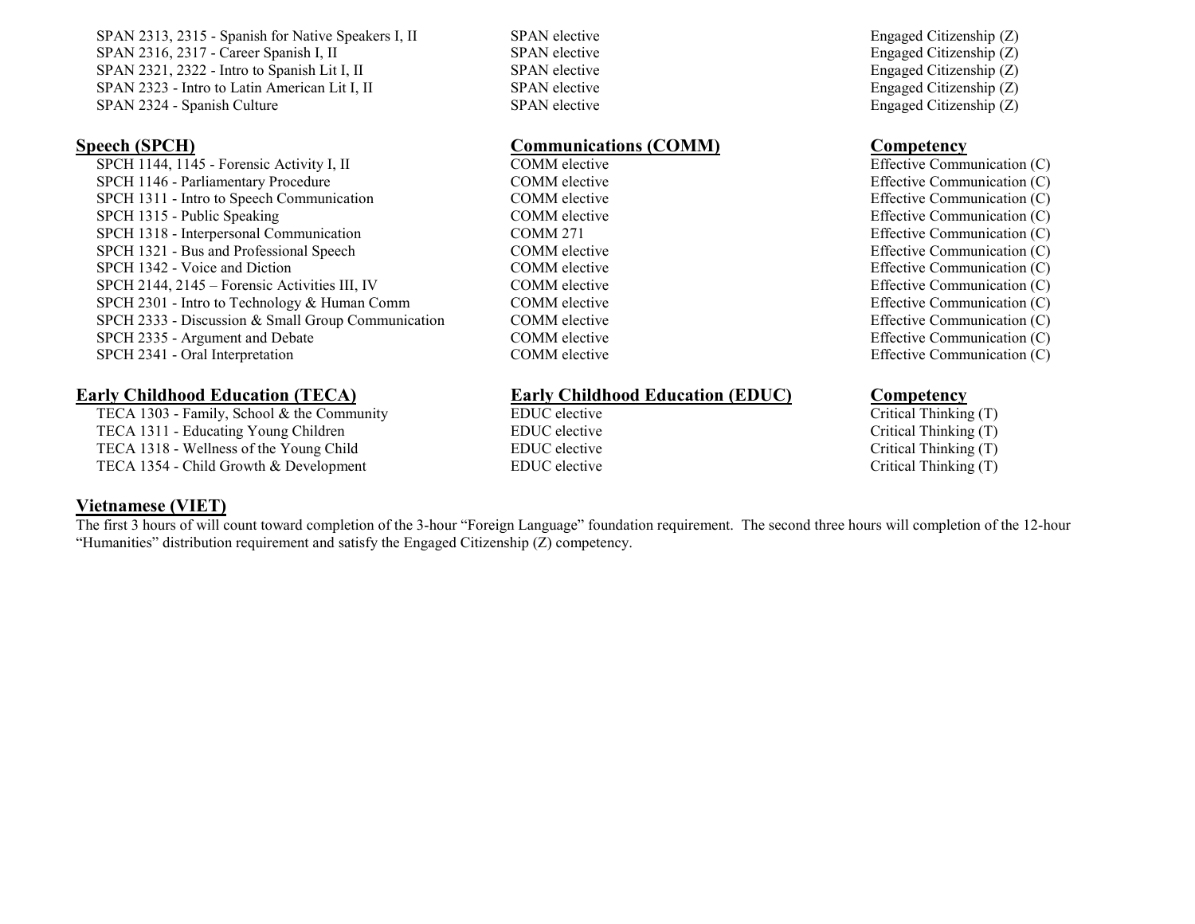| | | |
|---|---|---|
| SPAN 2313, 2315 - Spanish for Native Speakers I, II | SPAN elective | Engaged Citizenship (Z) |
| SPAN 2316, 2317 - Career Spanish I, II | SPAN elective | Engaged Citizenship (Z) |
| SPAN 2321, 2322 - Intro to Spanish Lit I, II | SPAN elective | Engaged Citizenship (Z) |
| SPAN 2323 - Intro to Latin American Lit I, II | SPAN elective | Engaged Citizenship (Z) |
| SPAN 2324 - Spanish Culture | SPAN elective | Engaged Citizenship (Z) |

| **Speech (SPCH)** | **Communications (COMM)** | **Competency** |
|---|---|---|
| SPCH 1144, 1145 - Forensic Activity I, II | COMM elective | Effective Communication (C) |
| SPCH 1146 - Parliamentary Procedure | COMM elective | Effective Communication (C) |
| SPCH 1311 - Intro to Speech Communication | COMM elective | Effective Communication (C) |
| SPCH 1315 - Public Speaking | COMM elective | Effective Communication (C) |
| SPCH 1318 - Interpersonal Communication | COMM 271 | Effective Communication (C) |
| SPCH 1321 - Bus and Professional Speech | COMM elective | Effective Communication (C) |
| SPCH 1342 - Voice and Diction | COMM elective | Effective Communication (C) |
| SPCH 2144, 2145 – Forensic Activities III, IV | COMM elective | Effective Communication (C) |
| SPCH 2301 - Intro to Technology & Human Comm | COMM elective | Effective Communication (C) |
| SPCH 2333 - Discussion & Small Group Communication | COMM elective | Effective Communication (C) |
| SPCH 2335 - Argument and Debate | COMM elective | Effective Communication (C) |
| SPCH 2341 - Oral Interpretation | COMM elective | Effective Communication (C) |

| **Early Childhood Education (TECA)** | **Early Childhood Education (EDUC)** | **Competency** |
|---|---|---|
| TECA 1303 - Family, School & the Community | EDUC elective | Critical Thinking (T) |
| TECA 1311 - Educating Young Children | EDUC elective | Critical Thinking (T) |
| TECA 1318 - Wellness of the Young Child | EDUC elective | Critical Thinking (T) |
| TECA 1354 - Child Growth & Development | EDUC elective | Critical Thinking (T) |

## Vietnamese (VIET)

The first 3 hours of will count toward completion of the 3-hour "Foreign Language" foundation requirement. The second three hours will completion of the 12-hour "Humanities" distribution requirement and satisfy the Engaged Citizenship (Z) competency.